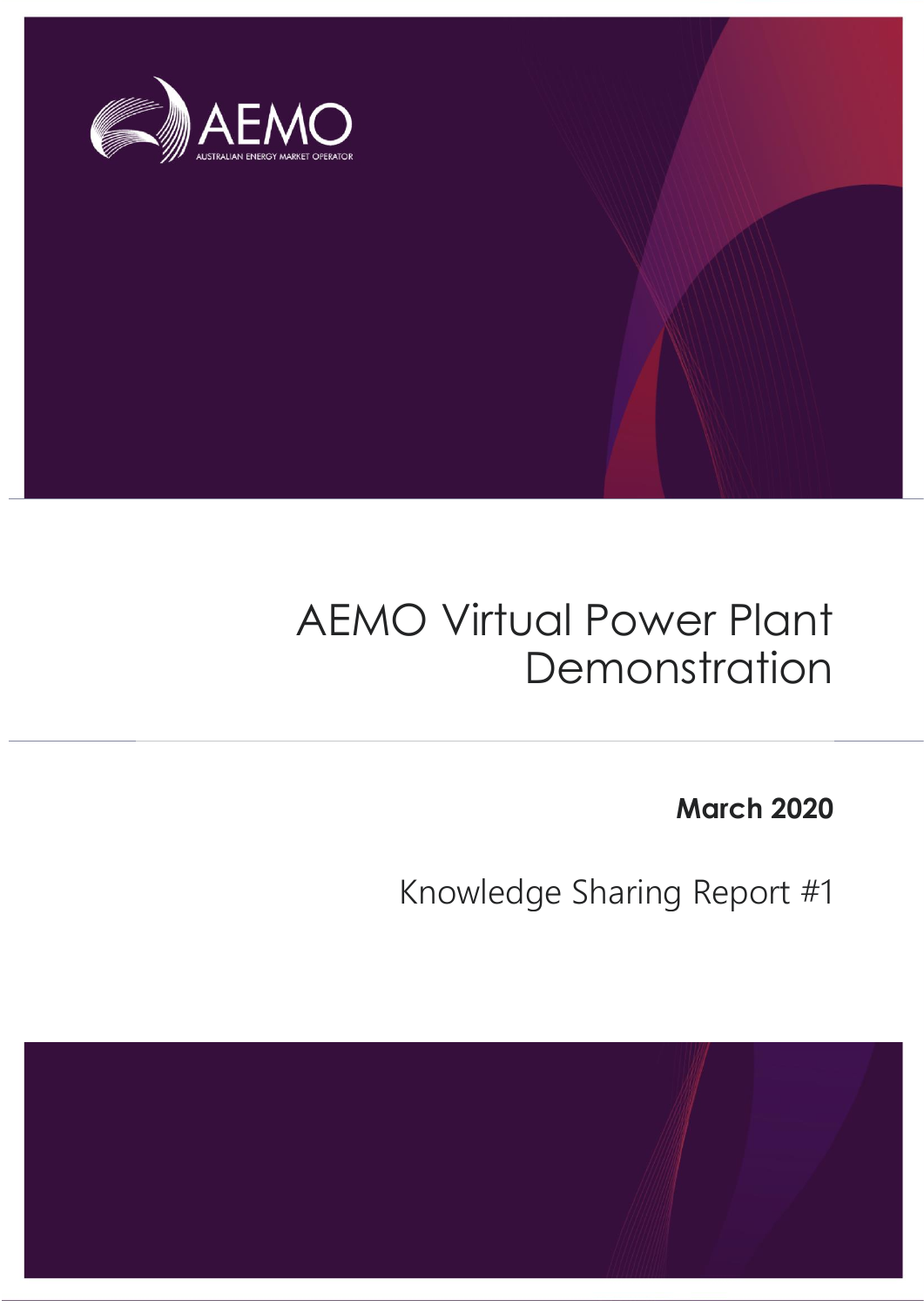AEMO

AUSTRALIAN ENERGY MARKET OPERATOR

# AEMO Virtual Power Plant Demonstration

**March 2020**

Knowledge Sharing Report #1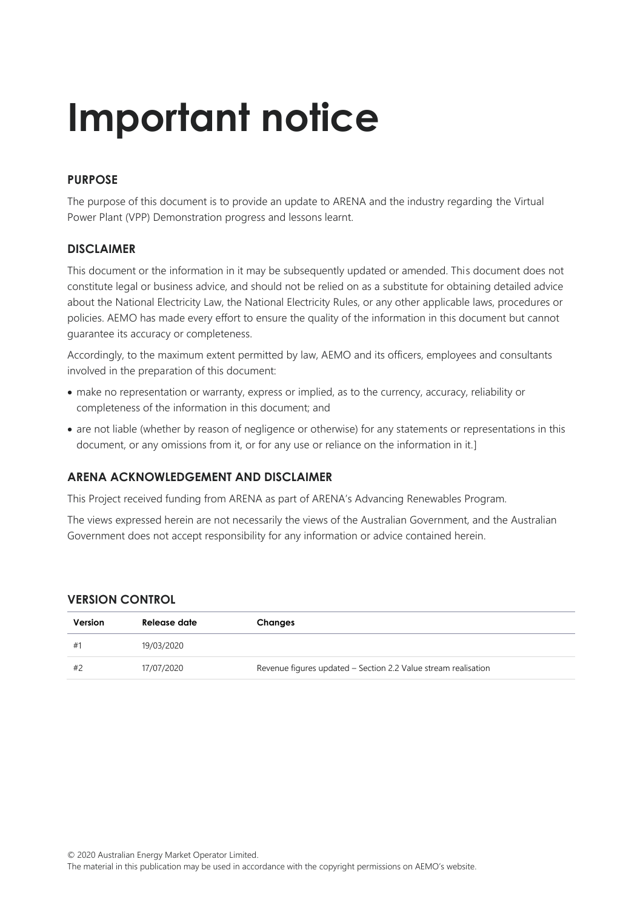# Important notice

## PURPOSE

The purpose of this document is to provide an update to ARENA and the industry regarding the Virtual Power Plant (VPP) Demonstration progress and lessons learnt.

## DISCLAIMER

This document or the information in it may be subsequently updated or amended. This document does not constitute legal or business advice, and should not be relied on as a substitute for obtaining detailed advice about the National Electricity Law, the National Electricity Rules, or any other applicable laws, procedures or policies. AEMO has made every effort to ensure the quality of the information in this document but cannot guarantee its accuracy or completeness.

Accordingly, to the maximum extent permitted by law, AEMO and its officers, employees and consultants involved in the preparation of this document:

- make no representation or warranty, express or implied, as to the currency, accuracy, reliability or completeness of the information in this document; and
- are not liable (whether by reason of negligence or otherwise) for any statements or representations in this document, or any omissions from it, or for any use or reliance on the information in it.]

## ARENA ACKNOWLEDGEMENT AND DISCLAIMER

This Project received funding from ARENA as part of ARENA's Advancing Renewables Program.

The views expressed herein are not necessarily the views of the Australian Government, and the Australian Government does not accept responsibility for any information or advice contained herein.

## VERSION CONTROL

| Version | Release date | Changes |
|---|---|---|
| #1 | 19/03/2020 | |
| #2 | 17/07/2020 | Revenue figures updated – Section 2.2 Value stream realisation |

© 2020 Australian Energy Market Operator Limited.
The material in this publication may be used in accordance with the copyright permissions on AEMO's website.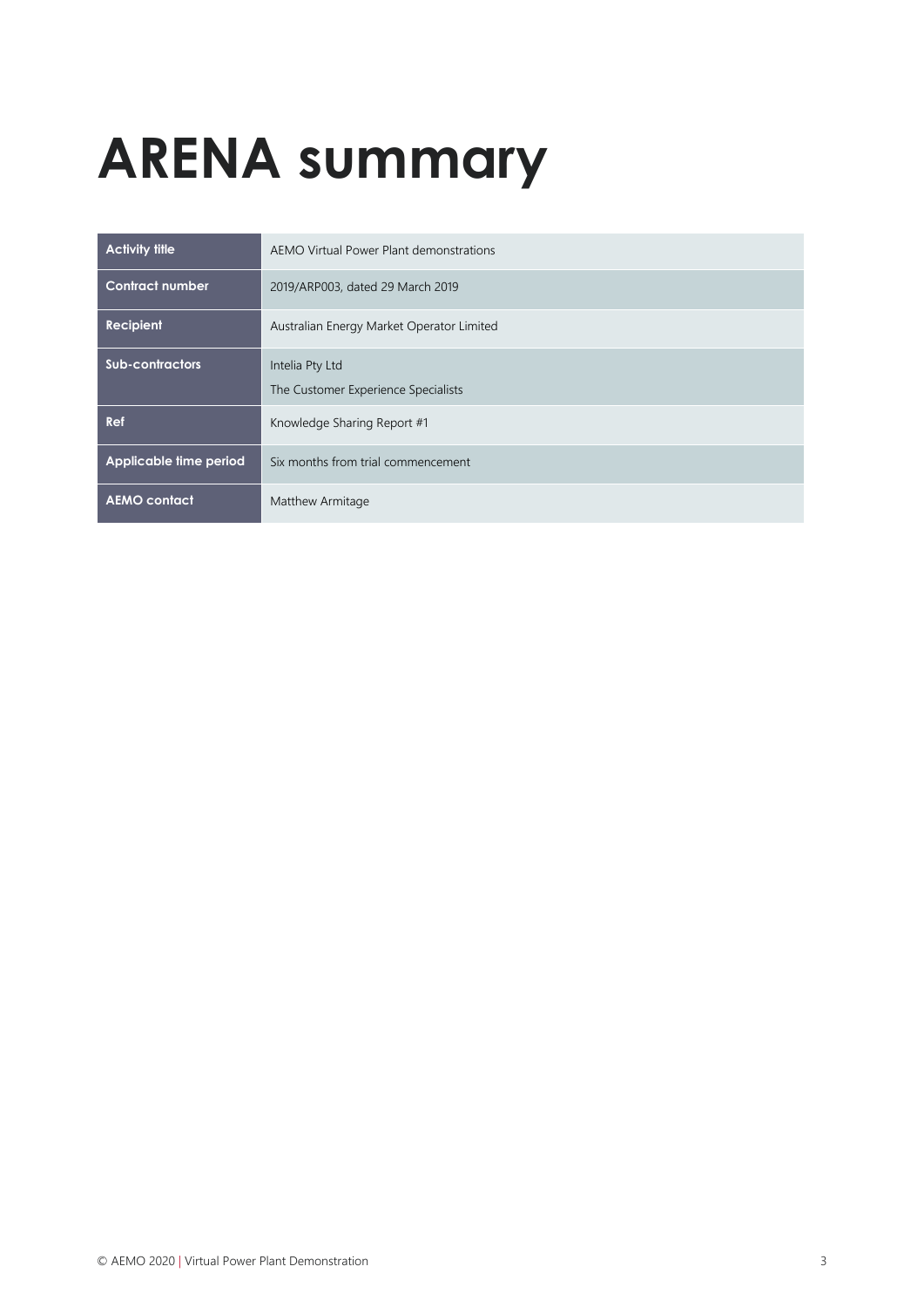# ARENA summary

| | |
|---|---|
| **Activity title** | AEMO Virtual Power Plant demonstrations |
| **Contract number** | 2019/ARP003, dated 29 March 2019 |
| **Recipient** | Australian Energy Market Operator Limited |
| **Sub-contractors** | Intelia Pty Ltd<br>The Customer Experience Specialists |
| **Ref** | Knowledge Sharing Report #1 |
| **Applicable time period** | Six months from trial commencement |
| **AEMO contact** | Matthew Armitage |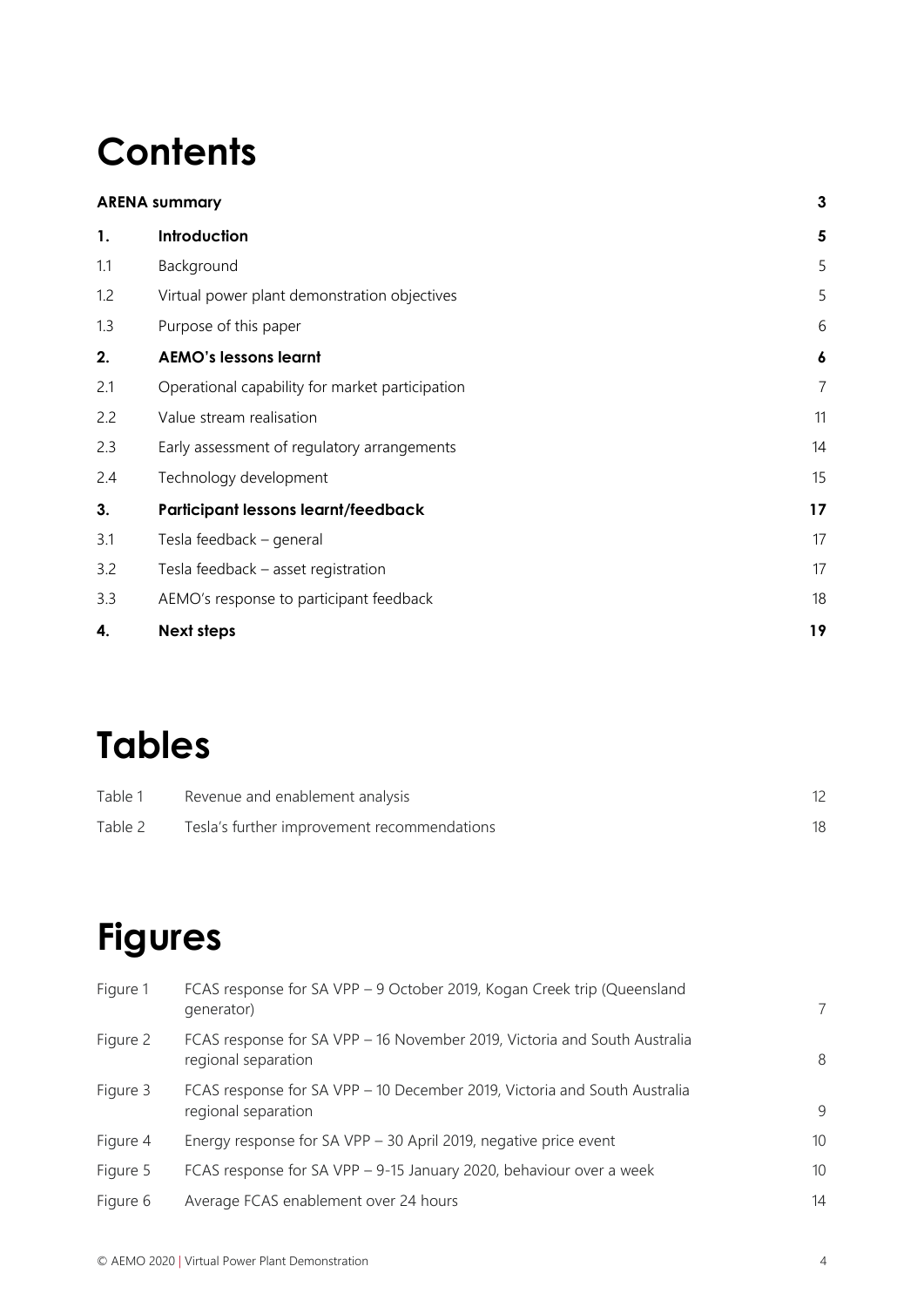# Contents

| | | |
|---|---|---|
| **ARENA summary** | | **3** |
| **1.** | **Introduction** | **5** |
| 1.1 | Background | 5 |
| 1.2 | Virtual power plant demonstration objectives | 5 |
| 1.3 | Purpose of this paper | 6 |
| **2.** | **AEMO's lessons learnt** | **6** |
| 2.1 | Operational capability for market participation | 7 |
| 2.2 | Value stream realisation | 11 |
| 2.3 | Early assessment of regulatory arrangements | 14 |
| 2.4 | Technology development | 15 |
| **3.** | **Participant lessons learnt/feedback** | **17** |
| 3.1 | Tesla feedback – general | 17 |
| 3.2 | Tesla feedback – asset registration | 17 |
| 3.3 | AEMO's response to participant feedback | 18 |
| **4.** | **Next steps** | **19** |

# Tables

| | | |
|---|---|---|
| Table 1 | Revenue and enablement analysis | 12 |
| Table 2 | Tesla's further improvement recommendations | 18 |

# Figures

| | | |
|---|---|---|
| Figure 1 | FCAS response for SA VPP – 9 October 2019, Kogan Creek trip (Queensland generator) | 7 |
| Figure 2 | FCAS response for SA VPP – 16 November 2019, Victoria and South Australia regional separation | 8 |
| Figure 3 | FCAS response for SA VPP – 10 December 2019, Victoria and South Australia regional separation | 9 |
| Figure 4 | Energy response for SA VPP – 30 April 2019, negative price event | 10 |
| Figure 5 | FCAS response for SA VPP – 9-15 January 2020, behaviour over a week | 10 |
| Figure 6 | Average FCAS enablement over 24 hours | 14 |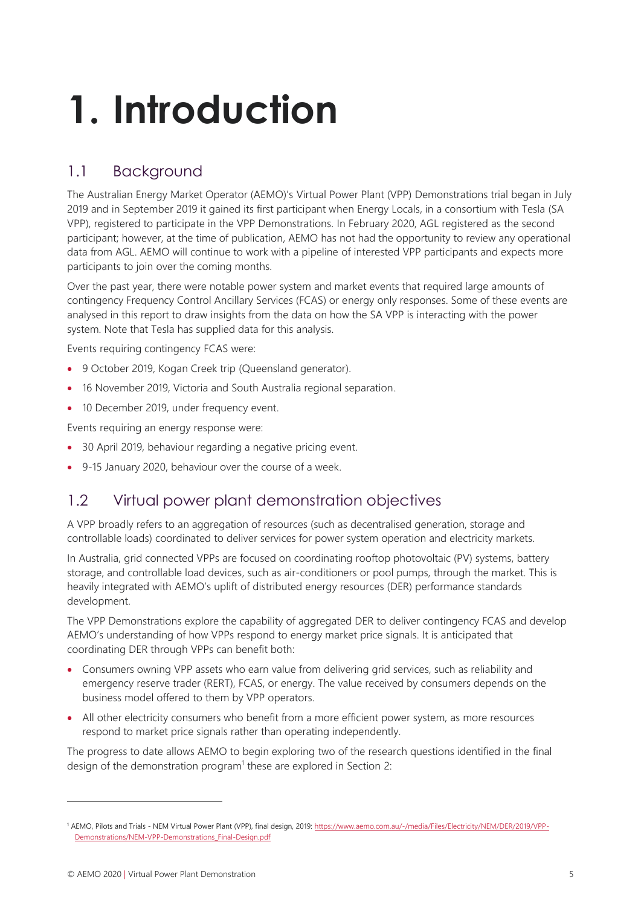# 1. Introduction

## 1.1 Background

The Australian Energy Market Operator (AEMO)'s Virtual Power Plant (VPP) Demonstrations trial began in July 2019 and in September 2019 it gained its first participant when Energy Locals, in a consortium with Tesla (SA VPP), registered to participate in the VPP Demonstrations. In February 2020, AGL registered as the second participant; however, at the time of publication, AEMO has not had the opportunity to review any operational data from AGL. AEMO will continue to work with a pipeline of interested VPP participants and expects more participants to join over the coming months.

Over the past year, there were notable power system and market events that required large amounts of contingency Frequency Control Ancillary Services (FCAS) or energy only responses. Some of these events are analysed in this report to draw insights from the data on how the SA VPP is interacting with the power system. Note that Tesla has supplied data for this analysis.

Events requiring contingency FCAS were:

- 9 October 2019, Kogan Creek trip (Queensland generator).
- 16 November 2019, Victoria and South Australia regional separation.
- 10 December 2019, under frequency event.

Events requiring an energy response were:

- 30 April 2019, behaviour regarding a negative pricing event.
- 9-15 January 2020, behaviour over the course of a week.

## 1.2 Virtual power plant demonstration objectives

A VPP broadly refers to an aggregation of resources (such as decentralised generation, storage and controllable loads) coordinated to deliver services for power system operation and electricity markets.

In Australia, grid connected VPPs are focused on coordinating rooftop photovoltaic (PV) systems, battery storage, and controllable load devices, such as air-conditioners or pool pumps, through the market. This is heavily integrated with AEMO's uplift of distributed energy resources (DER) performance standards development.

The VPP Demonstrations explore the capability of aggregated DER to deliver contingency FCAS and develop AEMO's understanding of how VPPs respond to energy market price signals. It is anticipated that coordinating DER through VPPs can benefit both:

- Consumers owning VPP assets who earn value from delivering grid services, such as reliability and emergency reserve trader (RERT), FCAS, or energy. The value received by consumers depends on the business model offered to them by VPP operators.
- All other electricity consumers who benefit from a more efficient power system, as more resources respond to market price signals rather than operating independently.

The progress to date allows AEMO to begin exploring two of the research questions identified in the final design of the demonstration program[1] these are explored in Section 2:

[1] AEMO, Pilots and Trials - NEM Virtual Power Plant (VPP), final design, 2019: https://www.aemo.com.au/-/media/Files/Electricity/NEM/DER/2019/VPP-Demonstrations/NEM-VPP-Demonstrations_Final-Design.pdf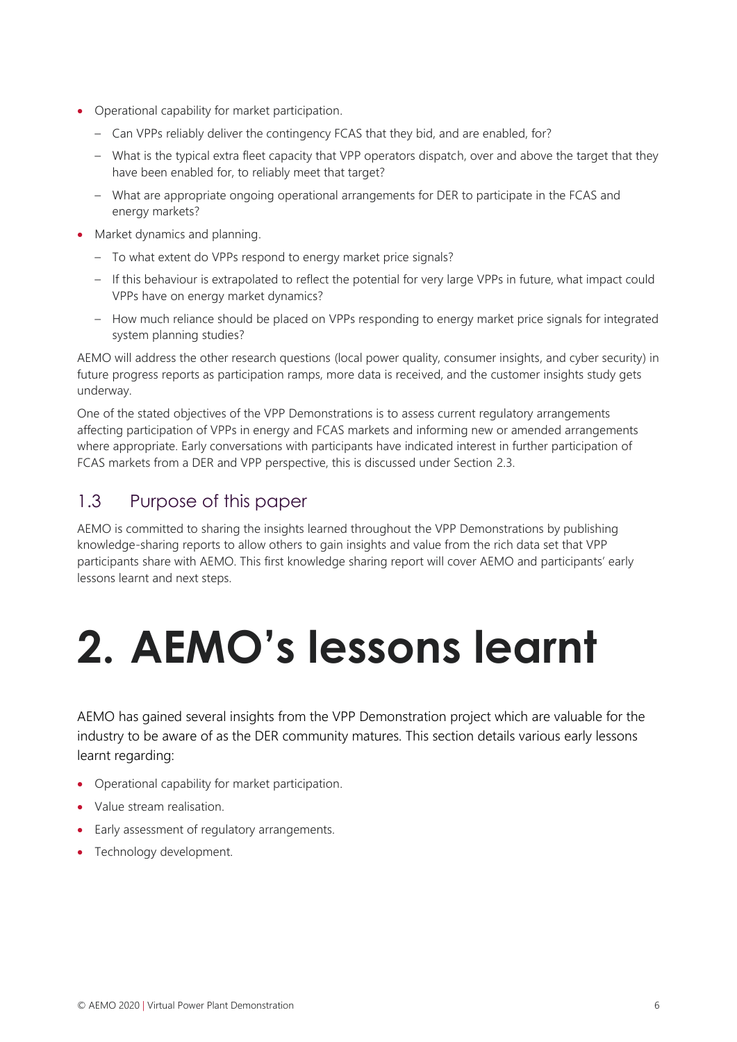- Operational capability for market participation.
  - Can VPPs reliably deliver the contingency FCAS that they bid, and are enabled, for?
  - What is the typical extra fleet capacity that VPP operators dispatch, over and above the target that they have been enabled for, to reliably meet that target?
  - What are appropriate ongoing operational arrangements for DER to participate in the FCAS and energy markets?
- Market dynamics and planning.
  - To what extent do VPPs respond to energy market price signals?
  - If this behaviour is extrapolated to reflect the potential for very large VPPs in future, what impact could VPPs have on energy market dynamics?
  - How much reliance should be placed on VPPs responding to energy market price signals for integrated system planning studies?

AEMO will address the other research questions (local power quality, consumer insights, and cyber security) in future progress reports as participation ramps, more data is received, and the customer insights study gets underway.

One of the stated objectives of the VPP Demonstrations is to assess current regulatory arrangements affecting participation of VPPs in energy and FCAS markets and informing new or amended arrangements where appropriate. Early conversations with participants have indicated interest in further participation of FCAS markets from a DER and VPP perspective, this is discussed under Section 2.3.

## 1.3 Purpose of this paper

AEMO is committed to sharing the insights learned throughout the VPP Demonstrations by publishing knowledge-sharing reports to allow others to gain insights and value from the rich data set that VPP participants share with AEMO. This first knowledge sharing report will cover AEMO and participants' early lessons learnt and next steps.

# 2. AEMO's lessons learnt

AEMO has gained several insights from the VPP Demonstration project which are valuable for the industry to be aware of as the DER community matures. This section details various early lessons learnt regarding:

- Operational capability for market participation.
- Value stream realisation.
- Early assessment of regulatory arrangements.
- Technology development.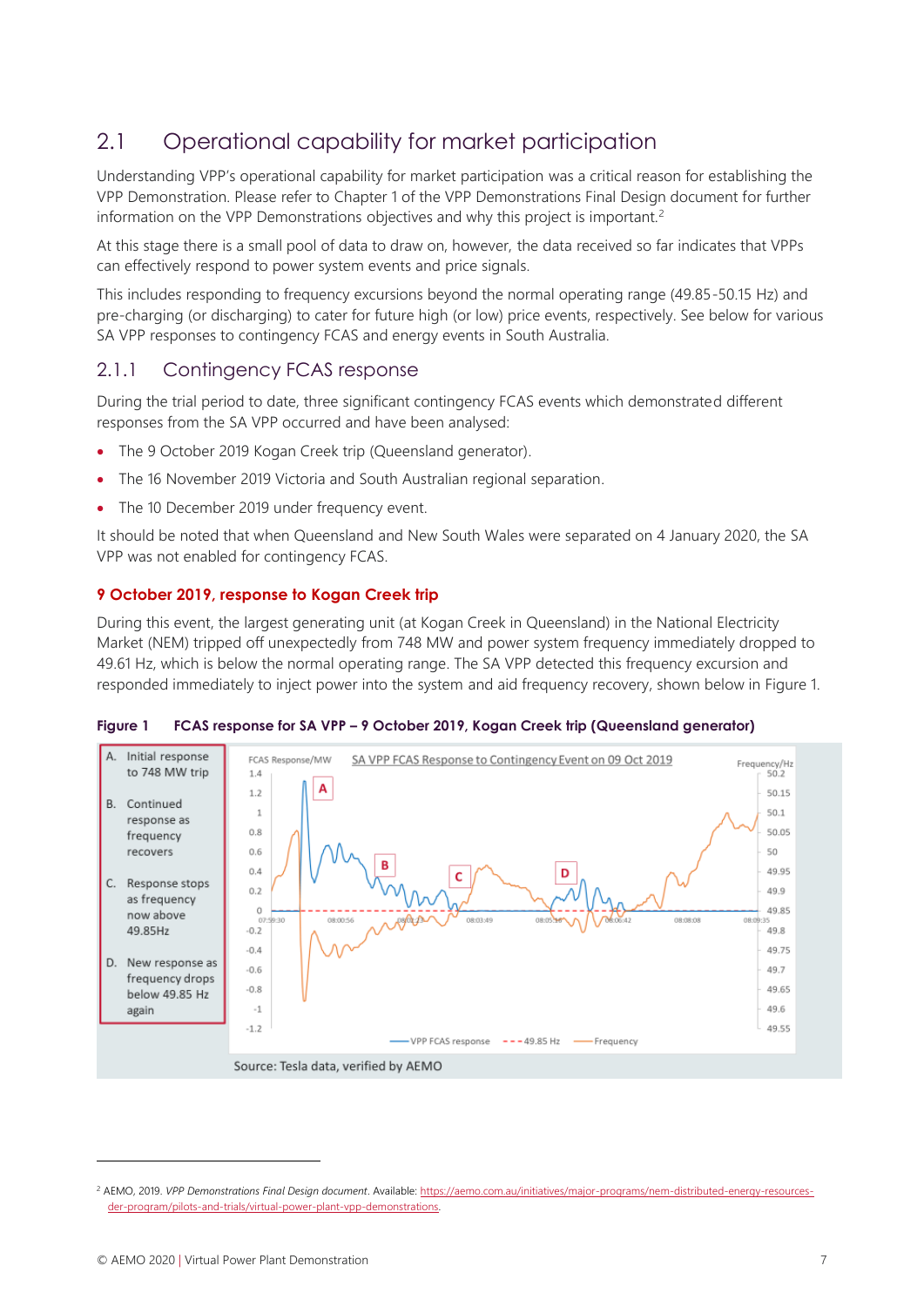## 2.1 Operational capability for market participation

Understanding VPP's operational capability for market participation was a critical reason for establishing the VPP Demonstration. Please refer to Chapter 1 of the VPP Demonstrations Final Design document for further information on the VPP Demonstrations objectives and why this project is important.[2]

At this stage there is a small pool of data to draw on, however, the data received so far indicates that VPPs can effectively respond to power system events and price signals.

This includes responding to frequency excursions beyond the normal operating range (49.85-50.15 Hz) and pre-charging (or discharging) to cater for future high (or low) price events, respectively. See below for various SA VPP responses to contingency FCAS and energy events in South Australia.

### 2.1.1 Contingency FCAS response

During the trial period to date, three significant contingency FCAS events which demonstrated different responses from the SA VPP occurred and have been analysed:

- The 9 October 2019 Kogan Creek trip (Queensland generator).
- The 16 November 2019 Victoria and South Australian regional separation.
- The 10 December 2019 under frequency event.

It should be noted that when Queensland and New South Wales were separated on 4 January 2020, the SA VPP was not enabled for contingency FCAS.

#### 9 October 2019, response to Kogan Creek trip

During this event, the largest generating unit (at Kogan Creek in Queensland) in the National Electricity Market (NEM) tripped off unexpectedly from 748 MW and power system frequency immediately dropped to 49.61 Hz, which is below the normal operating range. The SA VPP detected this frequency excursion and responded immediately to inject power into the system and aid frequency recovery, shown below in Figure 1.

**Figure 1 FCAS response for SA VPP – 9 October 2019, Kogan Creek trip (Queensland generator)**

A. Initial response to 748 MW trip
B. Continued response as frequency recovers
C. Response stops as frequency now above 49.85Hz
D. New response as frequency drops below 49.85 Hz again

Source: Tesla data, verified by AEMO

---

[2] AEMO, 2019. *VPP Demonstrations Final Design document*. Available: https://aemo.com.au/initiatives/major-programs/nem-distributed-energy-resources-der-program/pilots-and-trials/virtual-power-plant-vpp-demonstrations.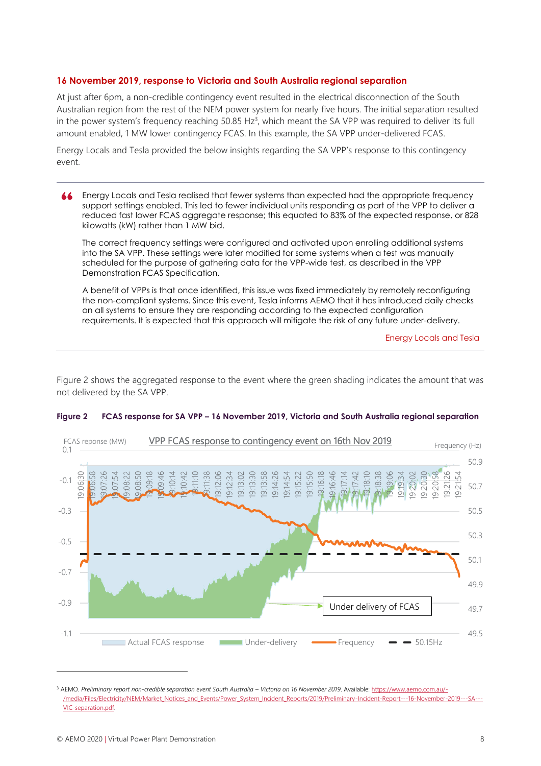### 16 November 2019, response to Victoria and South Australia regional separation

At just after 6pm, a non-credible contingency event resulted in the electrical disconnection of the South Australian region from the rest of the NEM power system for nearly five hours. The initial separation resulted in the power system's frequency reaching 50.85 Hz[3], which meant the SA VPP was required to deliver its full amount enabled, 1 MW lower contingency FCAS. In this example, the SA VPP under-delivered FCAS.

Energy Locals and Tesla provided the below insights regarding the SA VPP's response to this contingency event.

> Energy Locals and Tesla realised that fewer systems than expected had the appropriate frequency support settings enabled. This led to fewer individual units responding as part of the VPP to deliver a reduced fast lower FCAS aggregate response; this equated to 83% of the expected response, or 828 kilowatts (kW) rather than 1 MW bid.
>
> The correct frequency settings were configured and activated upon enrolling additional systems into the SA VPP. These settings were later modified for some systems when a test was manually scheduled for the purpose of gathering data for the VPP-wide test, as described in the VPP Demonstration FCAS Specification.
>
> A benefit of VPPs is that once identified, this issue was fixed immediately by remotely reconfiguring the non-compliant systems. Since this event, Tesla informs AEMO that it has introduced daily checks on all systems to ensure they are responding according to the expected configuration requirements. It is expected that this approach will mitigate the risk of any future under-delivery.
>
> Energy Locals and Tesla

Figure 2 shows the aggregated response to the event where the green shading indicates the amount that was not delivered by the SA VPP.

**Figure 2 FCAS response for SA VPP – 16 November 2019, Victoria and South Australia regional separation**

---

[3] AEMO. *Preliminary report non-credible separation event South Australia – Victoria on 16 November 2019*. Available: https://www.aemo.com.au/-/media/Files/Electricity/NEM/Market_Notices_and_Events/Power_System_Incident_Reports/2019/Preliminary-Incident-Report---16-November-2019---SA---VIC-separation.pdf.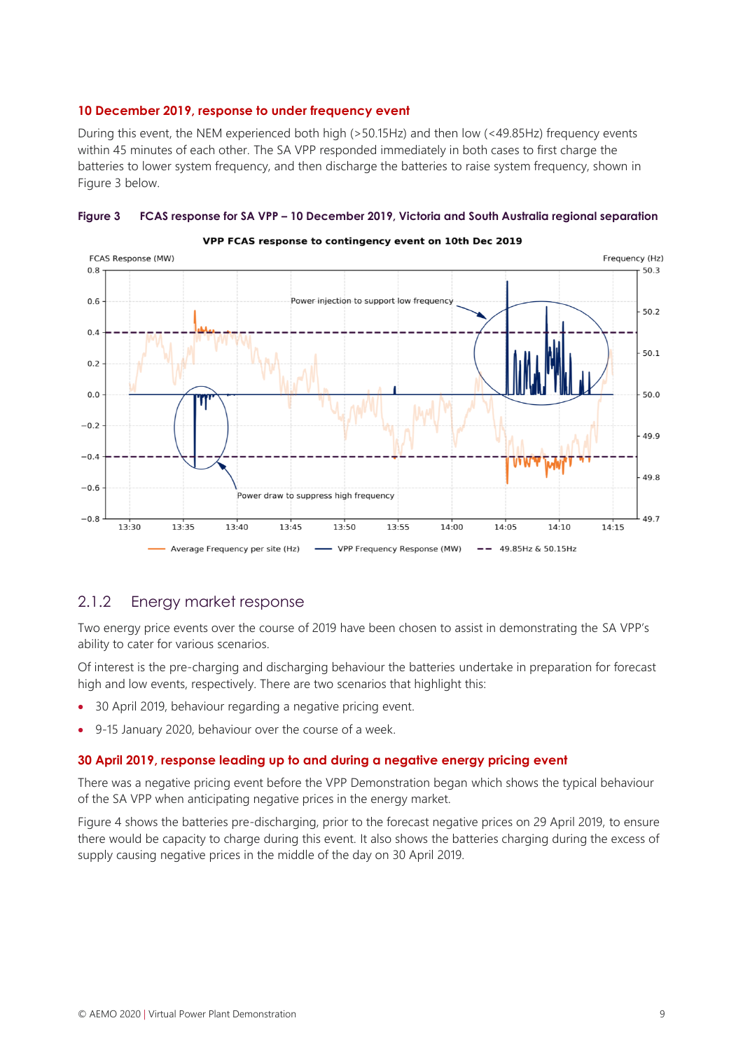### 10 December 2019, response to under frequency event

During this event, the NEM experienced both high (>50.15Hz) and then low (<49.85Hz) frequency events within 45 minutes of each other. The SA VPP responded immediately in both cases to first charge the batteries to lower system frequency, and then discharge the batteries to raise system frequency, shown in Figure 3 below.

**Figure 3 FCAS response for SA VPP – 10 December 2019, Victoria and South Australia regional separation**

## 2.1.2 Energy market response

Two energy price events over the course of 2019 have been chosen to assist in demonstrating the SA VPP's ability to cater for various scenarios.

Of interest is the pre-charging and discharging behaviour the batteries undertake in preparation for forecast high and low events, respectively. There are two scenarios that highlight this:

- 30 April 2019, behaviour regarding a negative pricing event.
- 9-15 January 2020, behaviour over the course of a week.

### 30 April 2019, response leading up to and during a negative energy pricing event

There was a negative pricing event before the VPP Demonstration began which shows the typical behaviour of the SA VPP when anticipating negative prices in the energy market.

Figure 4 shows the batteries pre-discharging, prior to the forecast negative prices on 29 April 2019, to ensure there would be capacity to charge during this event. It also shows the batteries charging during the excess of supply causing negative prices in the middle of the day on 30 April 2019.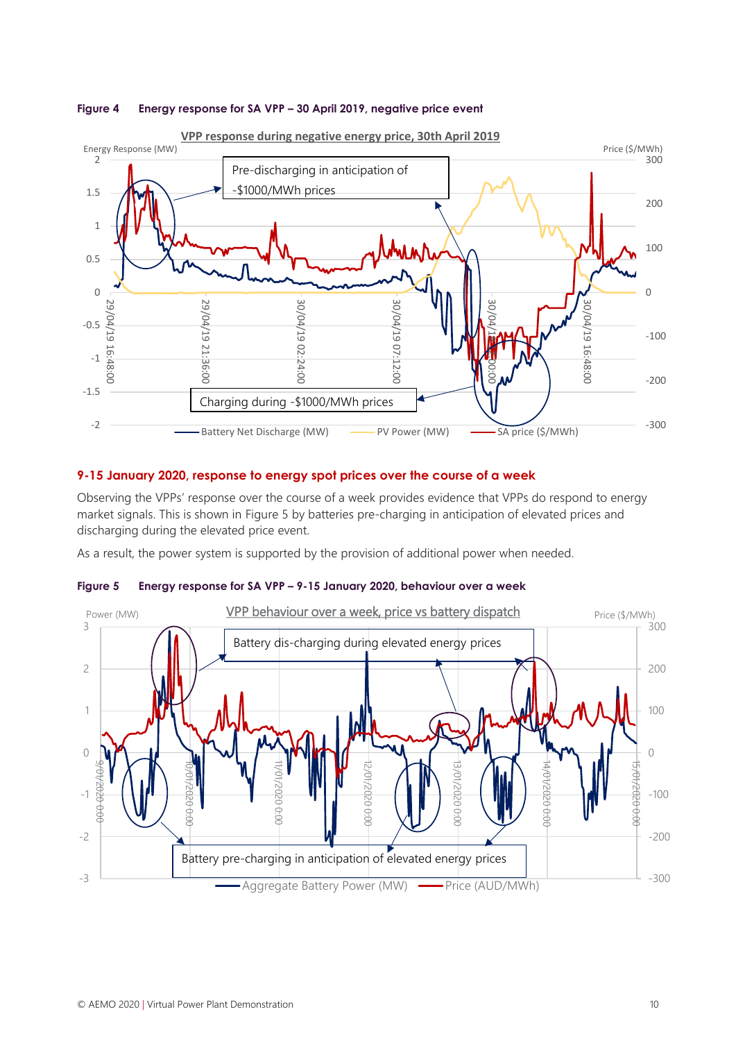**Figure 4 Energy response for SA VPP – 30 April 2019, negative price event**

**9-15 January 2020, response to energy spot prices over the course of a week**

Observing the VPPs' response over the course of a week provides evidence that VPPs do respond to energy market signals. This is shown in Figure 5 by batteries pre-charging in anticipation of elevated prices and discharging during the elevated price event.

As a result, the power system is supported by the provision of additional power when needed.

**Figure 5 Energy response for SA VPP – 9-15 January 2020, behaviour over a week**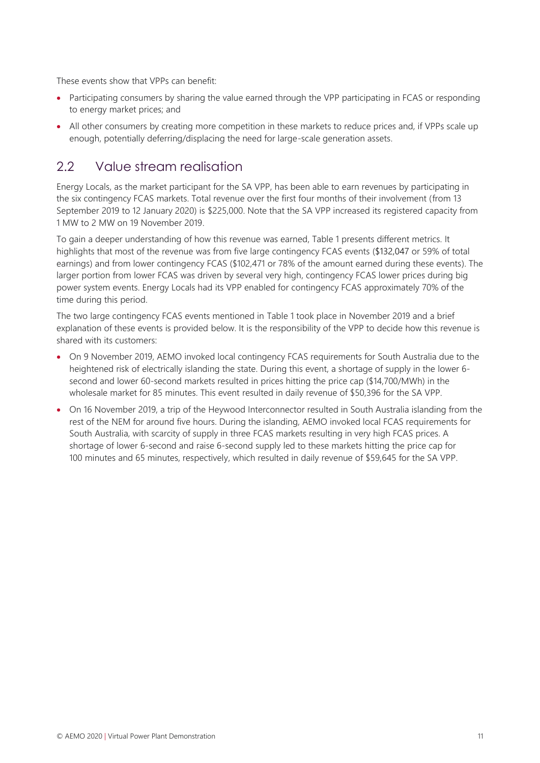These events show that VPPs can benefit:

- Participating consumers by sharing the value earned through the VPP participating in FCAS or responding to energy market prices; and
- All other consumers by creating more competition in these markets to reduce prices and, if VPPs scale up enough, potentially deferring/displacing the need for large-scale generation assets.

## 2.2 Value stream realisation

Energy Locals, as the market participant for the SA VPP, has been able to earn revenues by participating in the six contingency FCAS markets. Total revenue over the first four months of their involvement (from 13 September 2019 to 12 January 2020) is $225,000. Note that the SA VPP increased its registered capacity from 1 MW to 2 MW on 19 November 2019.

To gain a deeper understanding of how this revenue was earned, Table 1 presents different metrics. It highlights that most of the revenue was from five large contingency FCAS events ($132,047 or 59% of total earnings) and from lower contingency FCAS ($102,471 or 78% of the amount earned during these events). The larger portion from lower FCAS was driven by several very high, contingency FCAS lower prices during big power system events. Energy Locals had its VPP enabled for contingency FCAS approximately 70% of the time during this period.

The two large contingency FCAS events mentioned in Table 1 took place in November 2019 and a brief explanation of these events is provided below. It is the responsibility of the VPP to decide how this revenue is shared with its customers:

- On 9 November 2019, AEMO invoked local contingency FCAS requirements for South Australia due to the heightened risk of electrically islanding the state. During this event, a shortage of supply in the lower 6-second and lower 60-second markets resulted in prices hitting the price cap ($14,700/MWh) in the wholesale market for 85 minutes. This event resulted in daily revenue of $50,396 for the SA VPP.
- On 16 November 2019, a trip of the Heywood Interconnector resulted in South Australia islanding from the rest of the NEM for around five hours. During the islanding, AEMO invoked local FCAS requirements for South Australia, with scarcity of supply in three FCAS markets resulting in very high FCAS prices. A shortage of lower 6-second and raise 6-second supply led to these markets hitting the price cap for 100 minutes and 65 minutes, respectively, which resulted in daily revenue of $59,645 for the SA VPP.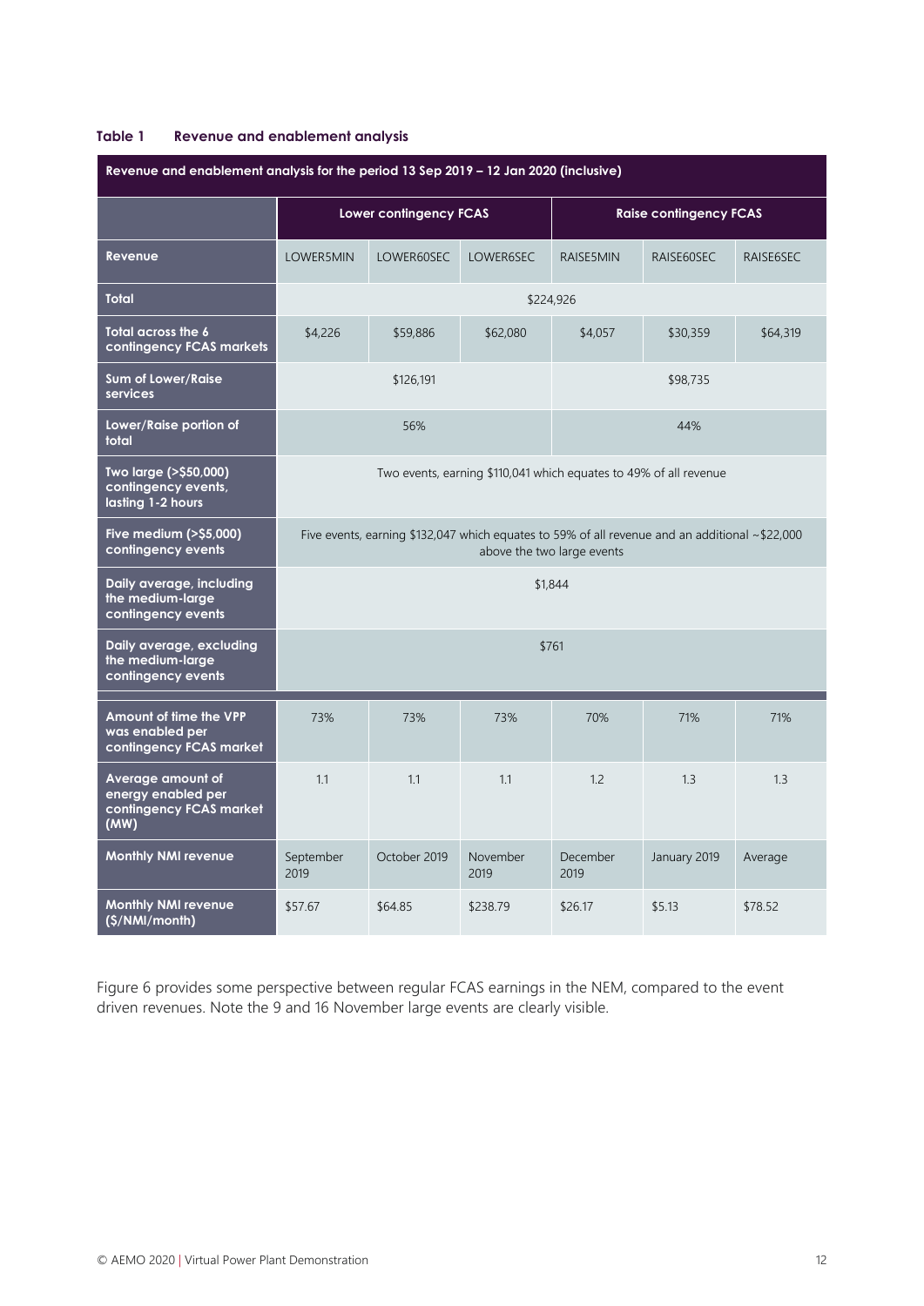**Table 1 Revenue and enablement analysis**

| Revenue and enablement analysis for the period 13 Sep 2019 – 12 Jan 2020 (inclusive) | | | | | | |
|---|---|---|---|---|---|---|
| | Lower contingency FCAS | | | Raise contingency FCAS | | |
| **Revenue** | LOWER5MIN | LOWER60SEC | LOWER6SEC | RAISE5MIN | RAISE60SEC | RAISE6SEC |
| **Total** | $224,926 | | | | | |
| **Total across the 6 contingency FCAS markets** | $4,226 | $59,886 | $62,080 | $4,057 | $30,359 | $64,319 |
| **Sum of Lower/Raise services** | $126,191 | | | $98,735 | | |
| **Lower/Raise portion of total** | 56% | | | 44% | | |
| **Two large (>$50,000) contingency events, lasting 1-2 hours** | Two events, earning $110,041 which equates to 49% of all revenue | | | | | |
| **Five medium (>$5,000) contingency events** | Five events, earning $132,047 which equates to 59% of all revenue and an additional ~$22,000 above the two large events | | | | | |
| **Daily average, including the medium-large contingency events** | $1,844 | | | | | |
| **Daily average, excluding the medium-large contingency events** | $761 | | | | | |
| **Amount of time the VPP was enabled per contingency FCAS market** | 73% | 73% | 73% | 70% | 71% | 71% |
| **Average amount of energy enabled per contingency FCAS market (MW)** | 1.1 | 1.1 | 1.1 | 1.2 | 1.3 | 1.3 |
| **Monthly NMI revenue** | September 2019 | October 2019 | November 2019 | December 2019 | January 2019 | Average |
| **Monthly NMI revenue ($/NMI/month)** | $57.67 | $64.85 | $238.79 | $26.17 | $5.13 | $78.52 |

Figure 6 provides some perspective between regular FCAS earnings in the NEM, compared to the event driven revenues. Note the 9 and 16 November large events are clearly visible.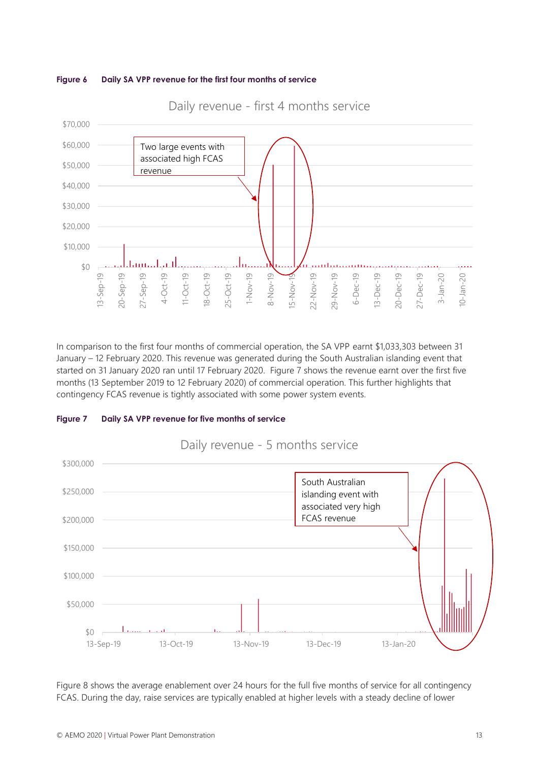**Figure 6 Daily SA VPP revenue for the first four months of service**

In comparison to the first four months of commercial operation, the SA VPP earnt $1,033,303 between 31 January – 12 February 2020. This revenue was generated during the South Australian islanding event that started on 31 January 2020 ran until 17 February 2020. Figure 7 shows the revenue earnt over the first five months (13 September 2019 to 12 February 2020) of commercial operation. This further highlights that contingency FCAS revenue is tightly associated with some power system events.

**Figure 7 Daily SA VPP revenue for five months of service**

Figure 8 shows the average enablement over 24 hours for the full five months of service for all contingency FCAS. During the day, raise services are typically enabled at higher levels with a steady decline of lower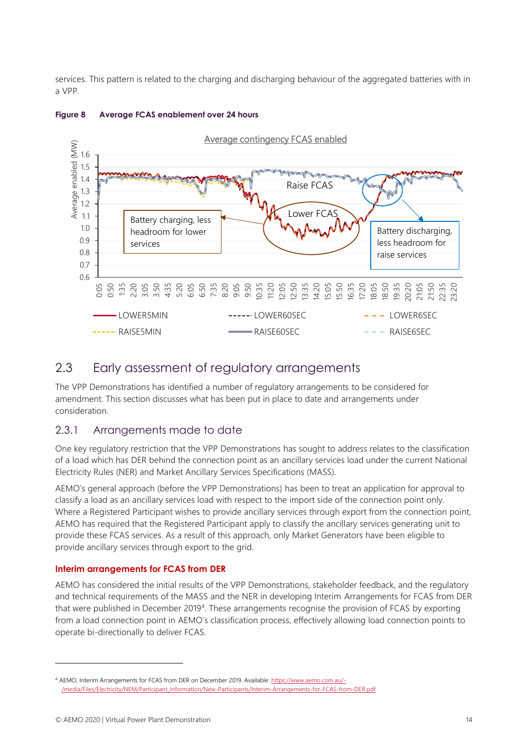services. This pattern is related to the charging and discharging behaviour of the aggregated batteries with in a VPP.

**Figure 8 Average FCAS enablement over 24 hours**

## 2.3 Early assessment of regulatory arrangements

The VPP Demonstrations has identified a number of regulatory arrangements to be considered for amendment. This section discusses what has been put in place to date and arrangements under consideration.

### 2.3.1 Arrangements made to date

One key regulatory restriction that the VPP Demonstrations has sought to address relates to the classification of a load which has DER behind the connection point as an ancillary services load under the current National Electricity Rules (NER) and Market Ancillary Services Specifications (MASS).

AEMO's general approach (before the VPP Demonstrations) has been to treat an application for approval to classify a load as an ancillary services load with respect to the import side of the connection point only. Where a Registered Participant wishes to provide ancillary services through export from the connection point, AEMO has required that the Registered Participant apply to classify the ancillary services generating unit to provide these FCAS services. As a result of this approach, only Market Generators have been eligible to provide ancillary services through export to the grid.

#### Interim arrangements for FCAS from DER

AEMO has considered the initial results of the VPP Demonstrations, stakeholder feedback, and the regulatory and technical requirements of the MASS and the NER in developing Interim Arrangements for FCAS from DER that were published in December 2019[4]. These arrangements recognise the provision of FCAS by exporting from a load connection point in AEMO's classification process, effectively allowing load connection points to operate bi-directionally to deliver FCAS.

[4] AEMO, Interim Arrangements for FCAS from DER on December 2019. Available: https://www.aemo.com.au/-/media/Files/Electricity/NEM/Participant_Information/New-Participants/Interim-Arrangements-for-FCAS-from-DER.pdf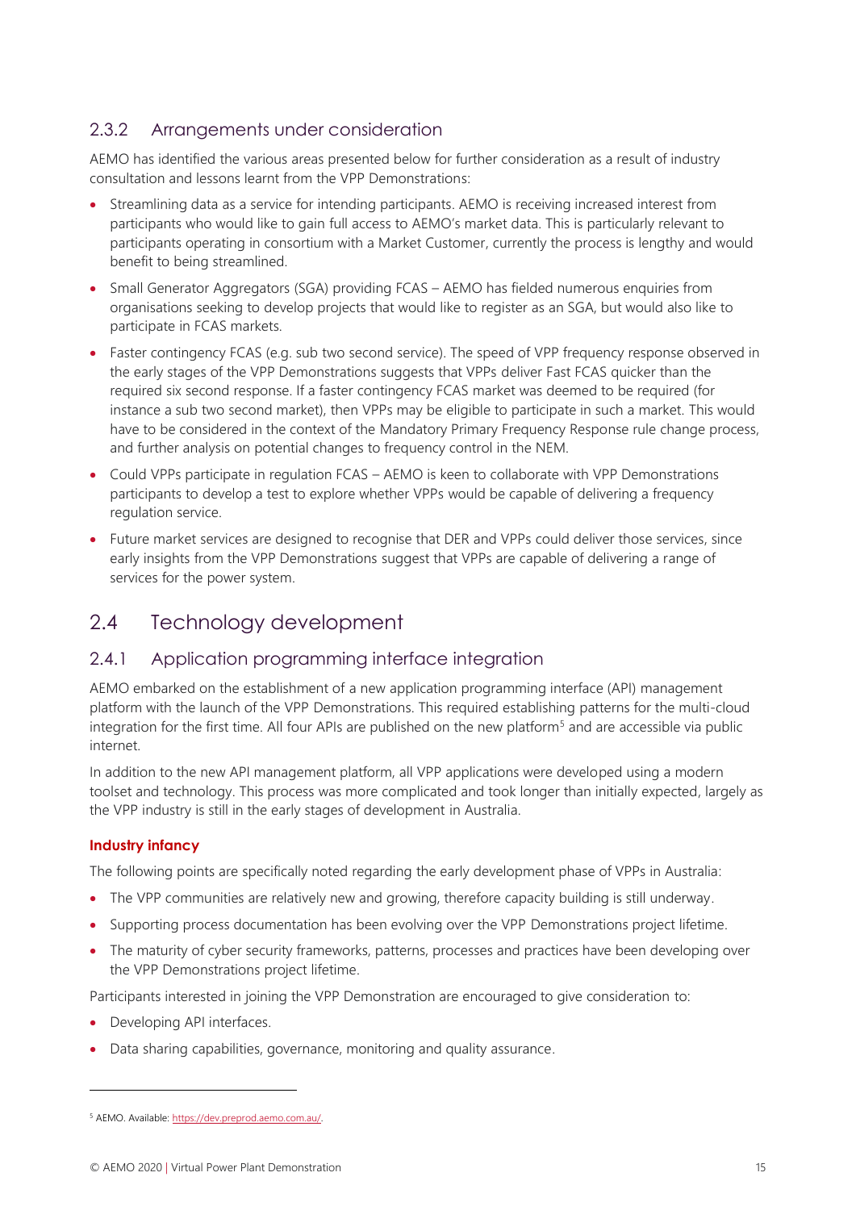### 2.3.2 Arrangements under consideration

AEMO has identified the various areas presented below for further consideration as a result of industry consultation and lessons learnt from the VPP Demonstrations:

- Streamlining data as a service for intending participants. AEMO is receiving increased interest from participants who would like to gain full access to AEMO's market data. This is particularly relevant to participants operating in consortium with a Market Customer, currently the process is lengthy and would benefit to being streamlined.
- Small Generator Aggregators (SGA) providing FCAS – AEMO has fielded numerous enquiries from organisations seeking to develop projects that would like to register as an SGA, but would also like to participate in FCAS markets.
- Faster contingency FCAS (e.g. sub two second service). The speed of VPP frequency response observed in the early stages of the VPP Demonstrations suggests that VPPs deliver Fast FCAS quicker than the required six second response. If a faster contingency FCAS market was deemed to be required (for instance a sub two second market), then VPPs may be eligible to participate in such a market. This would have to be considered in the context of the Mandatory Primary Frequency Response rule change process, and further analysis on potential changes to frequency control in the NEM.
- Could VPPs participate in regulation FCAS – AEMO is keen to collaborate with VPP Demonstrations participants to develop a test to explore whether VPPs would be capable of delivering a frequency regulation service.
- Future market services are designed to recognise that DER and VPPs could deliver those services, since early insights from the VPP Demonstrations suggest that VPPs are capable of delivering a range of services for the power system.

## 2.4 Technology development

### 2.4.1 Application programming interface integration

AEMO embarked on the establishment of a new application programming interface (API) management platform with the launch of the VPP Demonstrations. This required establishing patterns for the multi-cloud integration for the first time. All four APIs are published on the new platform[5] and are accessible via public internet.

In addition to the new API management platform, all VPP applications were developed using a modern toolset and technology. This process was more complicated and took longer than initially expected, largely as the VPP industry is still in the early stages of development in Australia.

**Industry infancy**

The following points are specifically noted regarding the early development phase of VPPs in Australia:

- The VPP communities are relatively new and growing, therefore capacity building is still underway.
- Supporting process documentation has been evolving over the VPP Demonstrations project lifetime.
- The maturity of cyber security frameworks, patterns, processes and practices have been developing over the VPP Demonstrations project lifetime.

Participants interested in joining the VPP Demonstration are encouraged to give consideration to:

- Developing API interfaces.
- Data sharing capabilities, governance, monitoring and quality assurance.

[5] AEMO. Available: https://dev.preprod.aemo.com.au/.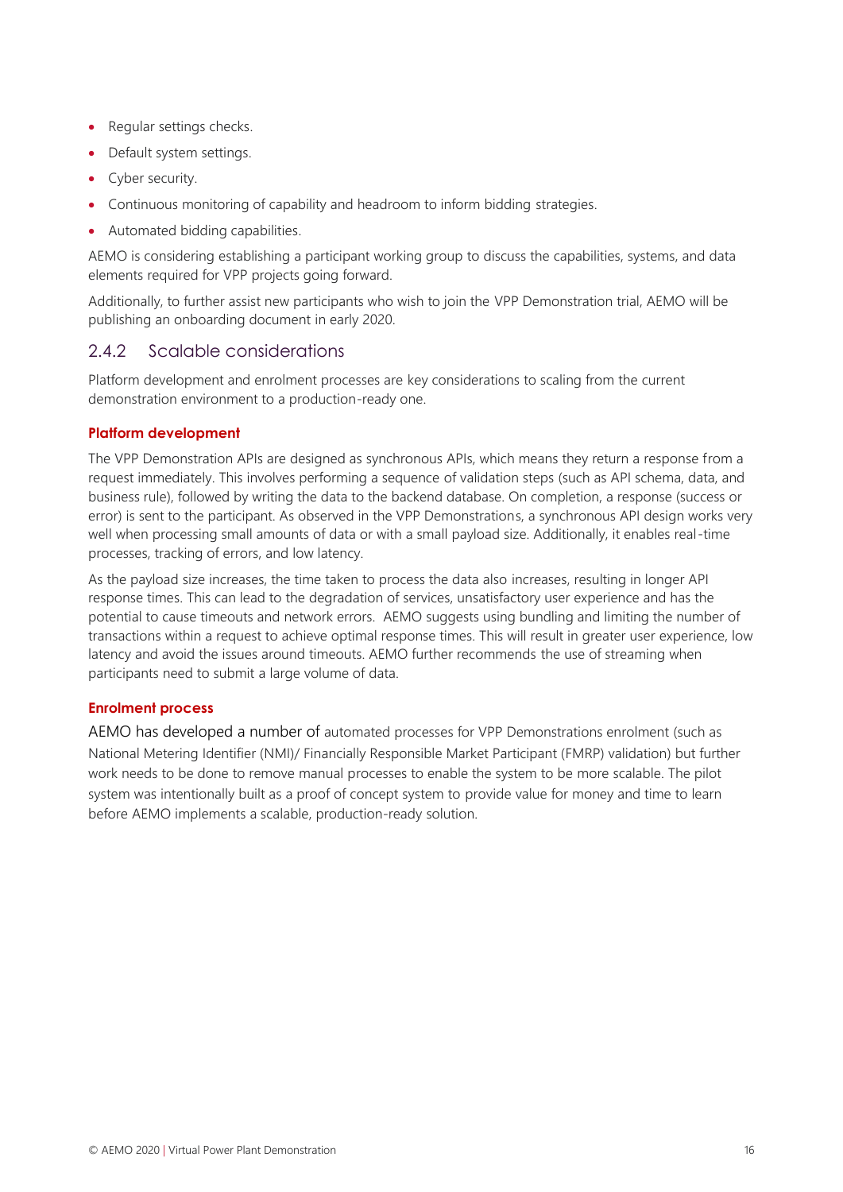- Regular settings checks.
- Default system settings.
- Cyber security.
- Continuous monitoring of capability and headroom to inform bidding strategies.
- Automated bidding capabilities.

AEMO is considering establishing a participant working group to discuss the capabilities, systems, and data elements required for VPP projects going forward.

Additionally, to further assist new participants who wish to join the VPP Demonstration trial, AEMO will be publishing an onboarding document in early 2020.

### 2.4.2 Scalable considerations

Platform development and enrolment processes are key considerations to scaling from the current demonstration environment to a production-ready one.

**Platform development**

The VPP Demonstration APIs are designed as synchronous APIs, which means they return a response from a request immediately. This involves performing a sequence of validation steps (such as API schema, data, and business rule), followed by writing the data to the backend database. On completion, a response (success or error) is sent to the participant. As observed in the VPP Demonstrations, a synchronous API design works very well when processing small amounts of data or with a small payload size. Additionally, it enables real-time processes, tracking of errors, and low latency.

As the payload size increases, the time taken to process the data also increases, resulting in longer API response times. This can lead to the degradation of services, unsatisfactory user experience and has the potential to cause timeouts and network errors. AEMO suggests using bundling and limiting the number of transactions within a request to achieve optimal response times. This will result in greater user experience, low latency and avoid the issues around timeouts. AEMO further recommends the use of streaming when participants need to submit a large volume of data.

**Enrolment process**

AEMO has developed a number of automated processes for VPP Demonstrations enrolment (such as National Metering Identifier (NMI)/ Financially Responsible Market Participant (FMRP) validation) but further work needs to be done to remove manual processes to enable the system to be more scalable. The pilot system was intentionally built as a proof of concept system to provide value for money and time to learn before AEMO implements a scalable, production-ready solution.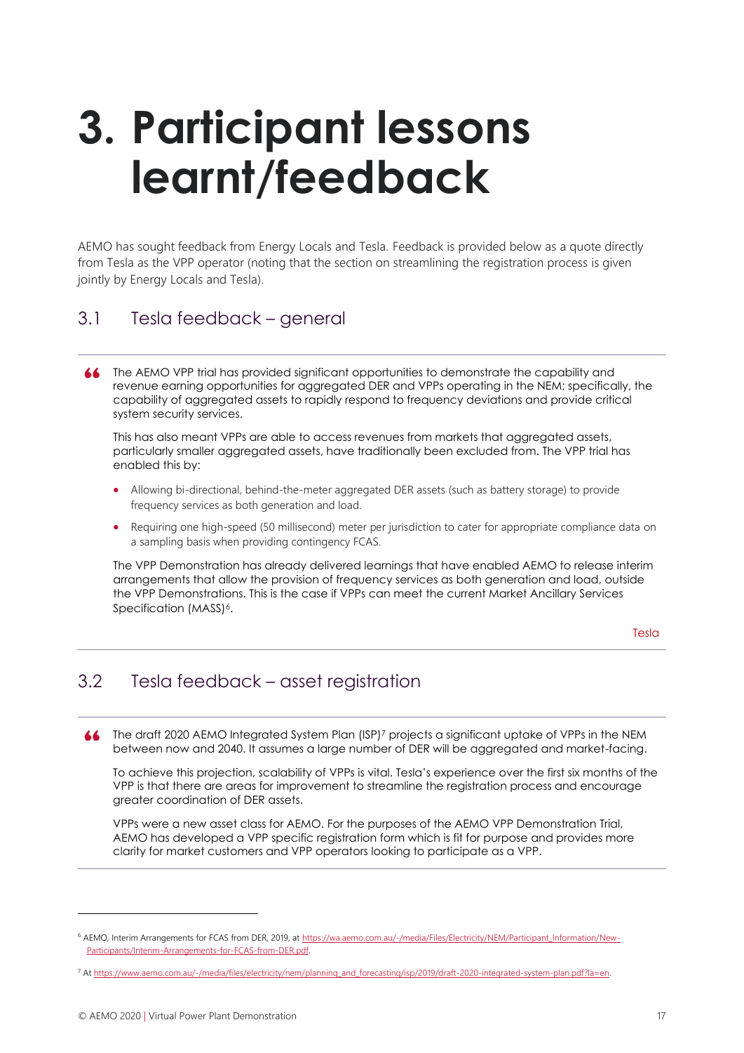# 3. Participant lessons learnt/feedback

AEMO has sought feedback from Energy Locals and Tesla. Feedback is provided below as a quote directly from Tesla as the VPP operator (noting that the section on streamlining the registration process is given jointly by Energy Locals and Tesla).

## 3.1 Tesla feedback – general

> The AEMO VPP trial has provided significant opportunities to demonstrate the capability and revenue earning opportunities for aggregated DER and VPPs operating in the NEM; specifically, the capability of aggregated assets to rapidly respond to frequency deviations and provide critical system security services.
>
> This has also meant VPPs are able to access revenues from markets that aggregated assets, particularly smaller aggregated assets, have traditionally been excluded from. The VPP trial has enabled this by:
>
> - Allowing bi-directional, behind-the-meter aggregated DER assets (such as battery storage) to provide frequency services as both generation and load.
> - Requiring one high-speed (50 millisecond) meter per jurisdiction to cater for appropriate compliance data on a sampling basis when providing contingency FCAS.
>
> The VPP Demonstration has already delivered learnings that have enabled AEMO to release interim arrangements that allow the provision of frequency services as both generation and load, outside the VPP Demonstrations. This is the case if VPPs can meet the current Market Ancillary Services Specification (MASS)[6].
>
> Tesla

## 3.2 Tesla feedback – asset registration

> The draft 2020 AEMO Integrated System Plan (ISP)[7] projects a significant uptake of VPPs in the NEM between now and 2040. It assumes a large number of DER will be aggregated and market-facing.
>
> To achieve this projection, scalability of VPPs is vital. Tesla's experience over the first six months of the VPP is that there are areas for improvement to streamline the registration process and encourage greater coordination of DER assets.
>
> VPPs were a new asset class for AEMO. For the purposes of the AEMO VPP Demonstration Trial, AEMO has developed a VPP specific registration form which is fit for purpose and provides more clarity for market customers and VPP operators looking to participate as a VPP.

---

[6] AEMO, Interim Arrangements for FCAS from DER, 2019, at https://wa.aemo.com.au/-/media/Files/Electricity/NEM/Participant_Information/New-Participants/Interim-Arrangements-for-FCAS-from-DER.pdf.

[7] At https://www.aemo.com.au/-/media/files/electricity/nem/planning_and_forecasting/isp/2019/draft-2020-integrated-system-plan.pdf?la=en.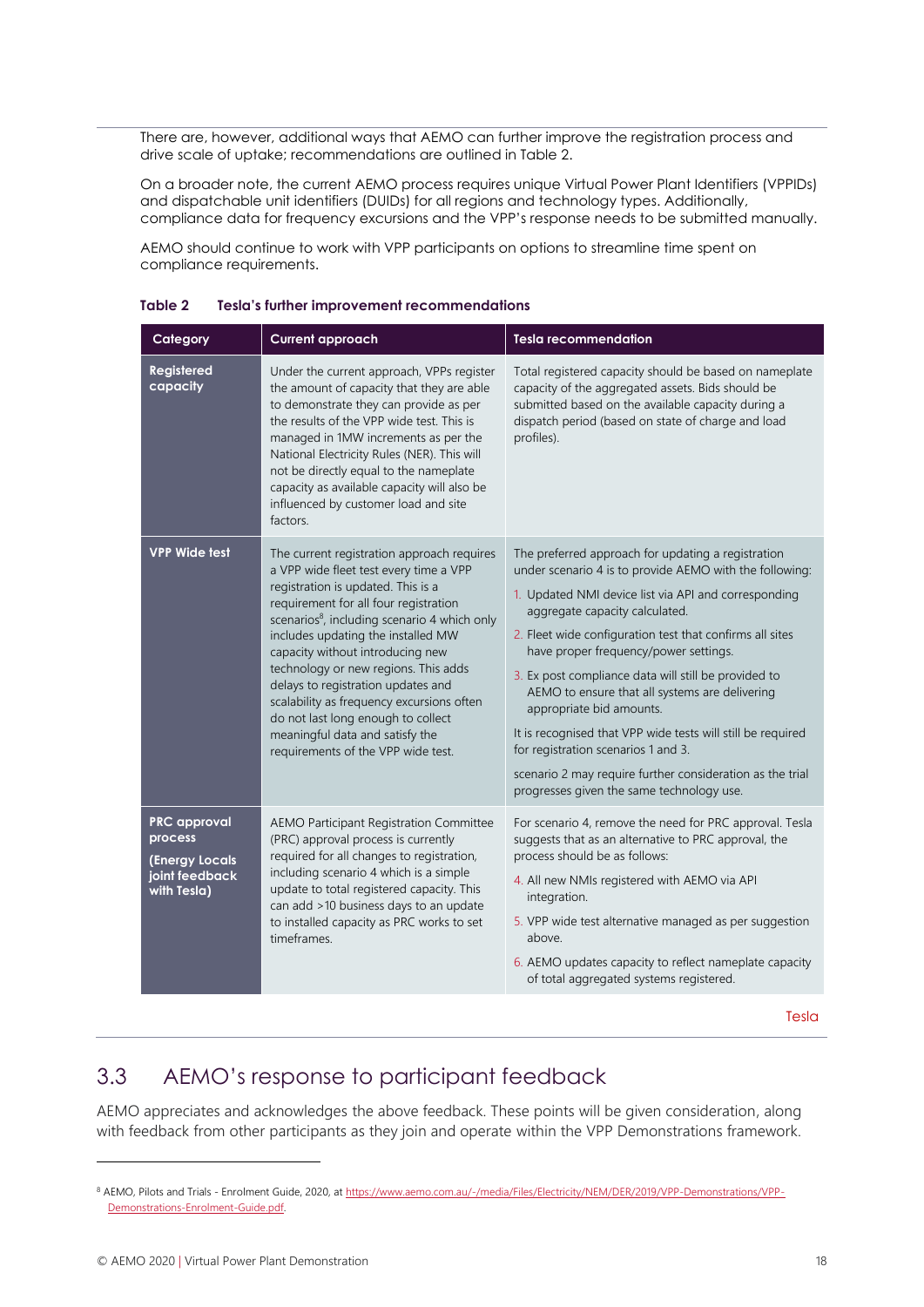There are, however, additional ways that AEMO can further improve the registration process and drive scale of uptake; recommendations are outlined in Table 2.

On a broader note, the current AEMO process requires unique Virtual Power Plant Identifiers (VPPIDs) and dispatchable unit identifiers (DUIDs) for all regions and technology types. Additionally, compliance data for frequency excursions and the VPP's response needs to be submitted manually.

AEMO should continue to work with VPP participants on options to streamline time spent on compliance requirements.

**Table 2 Tesla's further improvement recommendations**

| Category | Current approach | Tesla recommendation |
|---|---|---|
| **Registered capacity** | Under the current approach, VPPs register the amount of capacity that they are able to demonstrate they can provide as per the results of the VPP wide test. This is managed in 1MW increments as per the National Electricity Rules (NER). This will not be directly equal to the nameplate capacity as available capacity will also be influenced by customer load and site factors. | Total registered capacity should be based on nameplate capacity of the aggregated assets. Bids should be submitted based on the available capacity during a dispatch period (based on state of charge and load profiles). |
| **VPP Wide test** | The current registration approach requires a VPP wide fleet test every time a VPP registration is updated. This is a requirement for all four registration scenarios[8], including scenario 4 which only includes updating the installed MW capacity without introducing new technology or new regions. This adds delays to registration updates and scalability as frequency excursions often do not last long enough to collect meaningful data and satisfy the requirements of the VPP wide test. | The preferred approach for updating a registration under scenario 4 is to provide AEMO with the following:<br>1. Updated NMI device list via API and corresponding aggregate capacity calculated.<br>2. Fleet wide configuration test that confirms all sites have proper frequency/power settings.<br>3. Ex post compliance data will still be provided to AEMO to ensure that all systems are delivering appropriate bid amounts.<br>It is recognised that VPP wide tests will still be required for registration scenarios 1 and 3.<br>scenario 2 may require further consideration as the trial progresses given the same technology use. |
| **PRC approval process (Energy Locals joint feedback with Tesla)** | AEMO Participant Registration Committee (PRC) approval process is currently required for all changes to registration, including scenario 4 which is a simple update to total registered capacity. This can add >10 business days to an update to installed capacity as PRC works to set timeframes. | For scenario 4, remove the need for PRC approval. Tesla suggests that as an alternative to PRC approval, the process should be as follows:<br>4. All new NMIs registered with AEMO via API integration.<br>5. VPP wide test alternative managed as per suggestion above.<br>6. AEMO updates capacity to reflect nameplate capacity of total aggregated systems registered. |

Tesla

## 3.3 AEMO's response to participant feedback

AEMO appreciates and acknowledges the above feedback. These points will be given consideration, along with feedback from other participants as they join and operate within the VPP Demonstrations framework.

[8] AEMO, Pilots and Trials - Enrolment Guide, 2020, at https://www.aemo.com.au/-/media/Files/Electricity/NEM/DER/2019/VPP-Demonstrations/VPP-Demonstrations-Enrolment-Guide.pdf.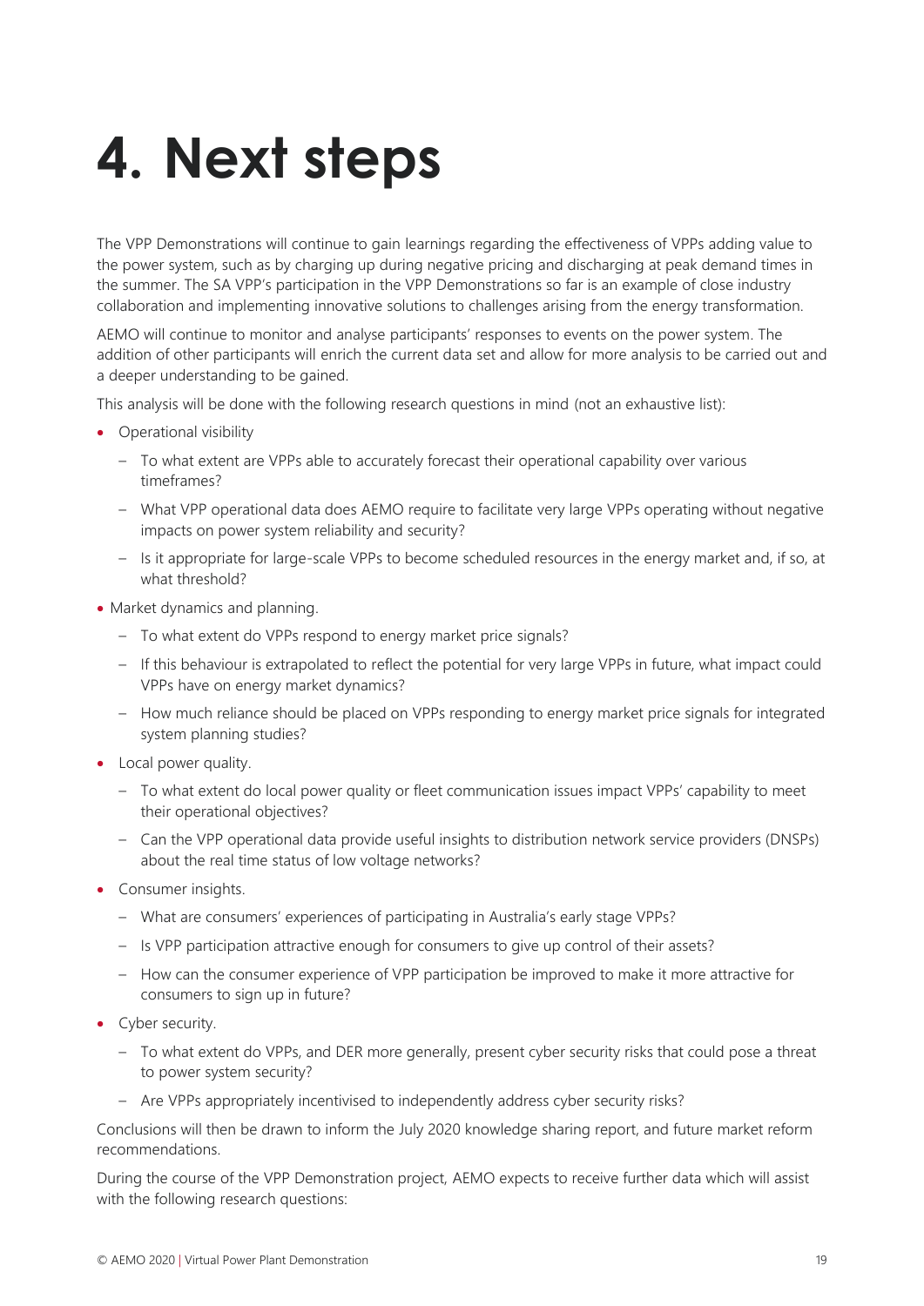# 4. Next steps

The VPP Demonstrations will continue to gain learnings regarding the effectiveness of VPPs adding value to the power system, such as by charging up during negative pricing and discharging at peak demand times in the summer. The SA VPP's participation in the VPP Demonstrations so far is an example of close industry collaboration and implementing innovative solutions to challenges arising from the energy transformation.

AEMO will continue to monitor and analyse participants' responses to events on the power system. The addition of other participants will enrich the current data set and allow for more analysis to be carried out and a deeper understanding to be gained.

This analysis will be done with the following research questions in mind (not an exhaustive list):

- Operational visibility
  - To what extent are VPPs able to accurately forecast their operational capability over various timeframes?
  - What VPP operational data does AEMO require to facilitate very large VPPs operating without negative impacts on power system reliability and security?
  - Is it appropriate for large-scale VPPs to become scheduled resources in the energy market and, if so, at what threshold?
- Market dynamics and planning.
  - To what extent do VPPs respond to energy market price signals?
  - If this behaviour is extrapolated to reflect the potential for very large VPPs in future, what impact could VPPs have on energy market dynamics?
  - How much reliance should be placed on VPPs responding to energy market price signals for integrated system planning studies?
- Local power quality.
  - To what extent do local power quality or fleet communication issues impact VPPs' capability to meet their operational objectives?
  - Can the VPP operational data provide useful insights to distribution network service providers (DNSPs) about the real time status of low voltage networks?
- Consumer insights.
  - What are consumers' experiences of participating in Australia's early stage VPPs?
  - Is VPP participation attractive enough for consumers to give up control of their assets?
  - How can the consumer experience of VPP participation be improved to make it more attractive for consumers to sign up in future?
- Cyber security.
  - To what extent do VPPs, and DER more generally, present cyber security risks that could pose a threat to power system security?
  - Are VPPs appropriately incentivised to independently address cyber security risks?

Conclusions will then be drawn to inform the July 2020 knowledge sharing report, and future market reform recommendations.

During the course of the VPP Demonstration project, AEMO expects to receive further data which will assist with the following research questions: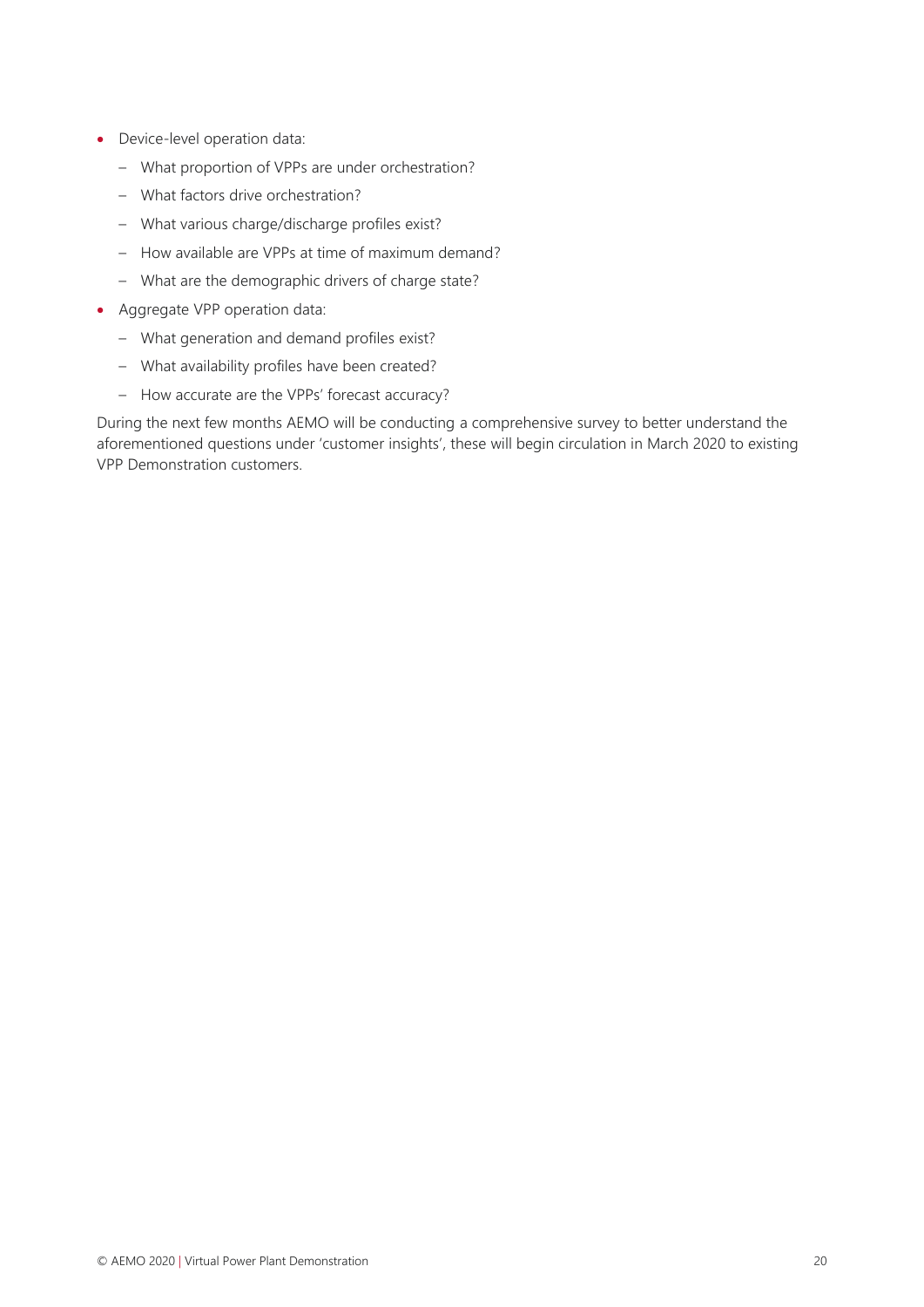- Device-level operation data:
  - What proportion of VPPs are under orchestration?
  - What factors drive orchestration?
  - What various charge/discharge profiles exist?
  - How available are VPPs at time of maximum demand?
  - What are the demographic drivers of charge state?
- Aggregate VPP operation data:
  - What generation and demand profiles exist?
  - What availability profiles have been created?
  - How accurate are the VPPs' forecast accuracy?

During the next few months AEMO will be conducting a comprehensive survey to better understand the aforementioned questions under 'customer insights', these will begin circulation in March 2020 to existing VPP Demonstration customers.